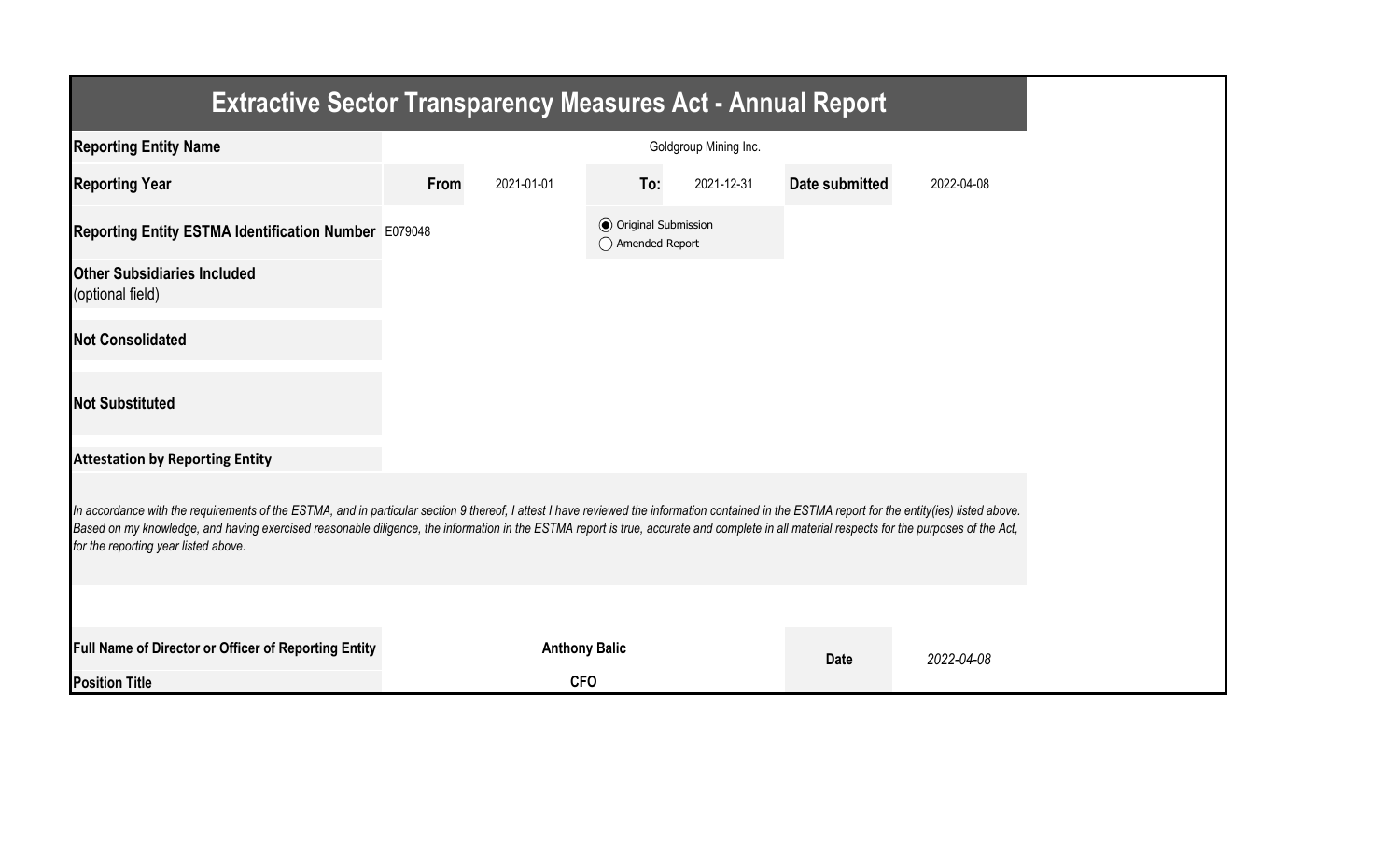# Extractive Sector Transparency Measures Act - Annual Report

| | | | | | | |
|---|---|---|---|---|---|---|
| **Reporting Entity Name** | Goldgroup Mining Inc. | | | | | |
| **Reporting Year** | **From** | 2021-01-01 | **To:** | 2021-12-31 | **Date submitted** | 2022-04-08 |
| **Reporting Entity ESTMA Identification Number** | E079048 | | ◉ Original Submission<br>◯ Amended Report | | | |
| **Other Subsidiaries Included** (optional field) | | | | | | |
| **Not Consolidated** | | | | | | |
| **Not Substituted** | | | | | | |

**Attestation by Reporting Entity**

*In accordance with the requirements of the ESTMA, and in particular section 9 thereof, I attest I have reviewed the information contained in the ESTMA report for the entity(ies) listed above. Based on my knowledge, and having exercised reasonable diligence, the information in the ESTMA report is true, accurate and complete in all material respects for the purposes of the Act, for the reporting year listed above.*

| | | | |
|---|---|---|---|
| **Full Name of Director or Officer of Reporting Entity** | **Anthony Balic** | **Date** | *2022-04-08* |
| **Position Title** | **CFO** | | |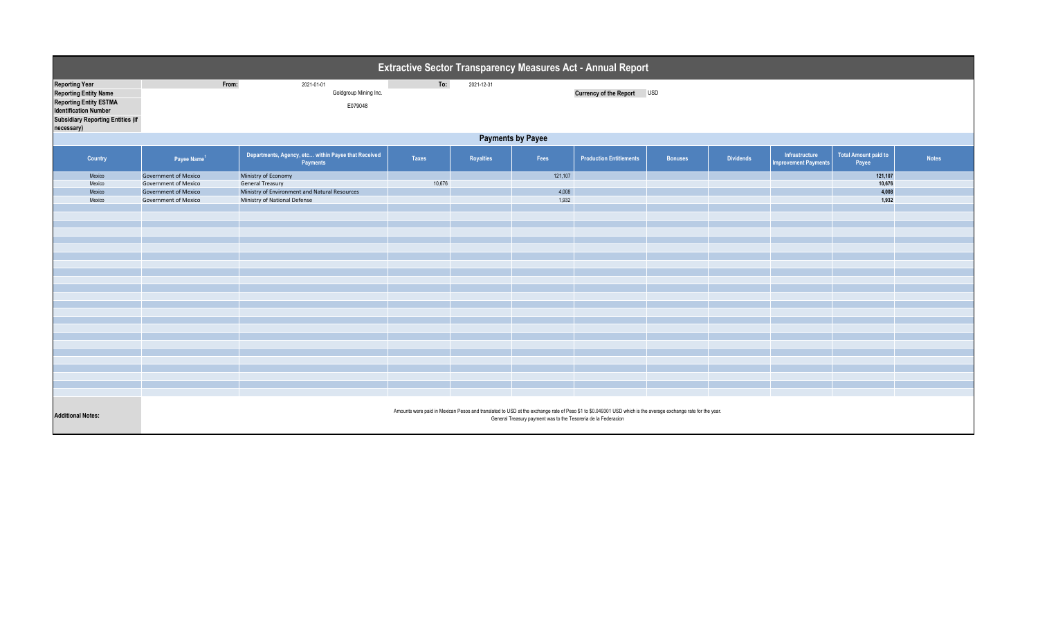# Extractive Sector Transparency Measures Act - Annual Report

| | | | | |
|---|---|---|---|---|
| **Reporting Year** | From: | 2021-01-01 | To: | 2021-12-31 |
| **Reporting Entity Name** | | Goldgroup Mining Inc. | **Currency of the Report** | USD |
| **Reporting Entity ESTMA Identification Number** | | E079048 | | |
| **Subsidiary Reporting Entities (if necessary)** | | | | |

## Payments by Payee

| Country | Payee Name[1] | Departments, Agency, etc... within Payee that Received Payments | Taxes | Royalties | Fees | Production Entitlements | Bonuses | Dividends | Infrastructure Improvement Payments | Total Amount paid to Payee | Notes |
|---|---|---|---|---|---|---|---|---|---|---|---|
| Mexico | Government of Mexico | Ministry of Economy | | | 121,107 | | | | | **121,107** | |
| Mexico | Government of Mexico | General Treasury | 10,676 | | | | | | | **10,676** | |
| Mexico | Government of Mexico | Ministry of Environment and Natural Resources | | | 4,008 | | | | | **4,008** | |
| Mexico | Government of Mexico | Ministry of National Defense | | | 1,932 | | | | | **1,932** | |

**Additional Notes:**

Amounts were paid in Mexican Pesos and translated to USD at the exchange rate of Peso $1 to $0.049301 USD which is the average exchange rate for the year.
General Treasury payment was to the Tesoreria de la Federacion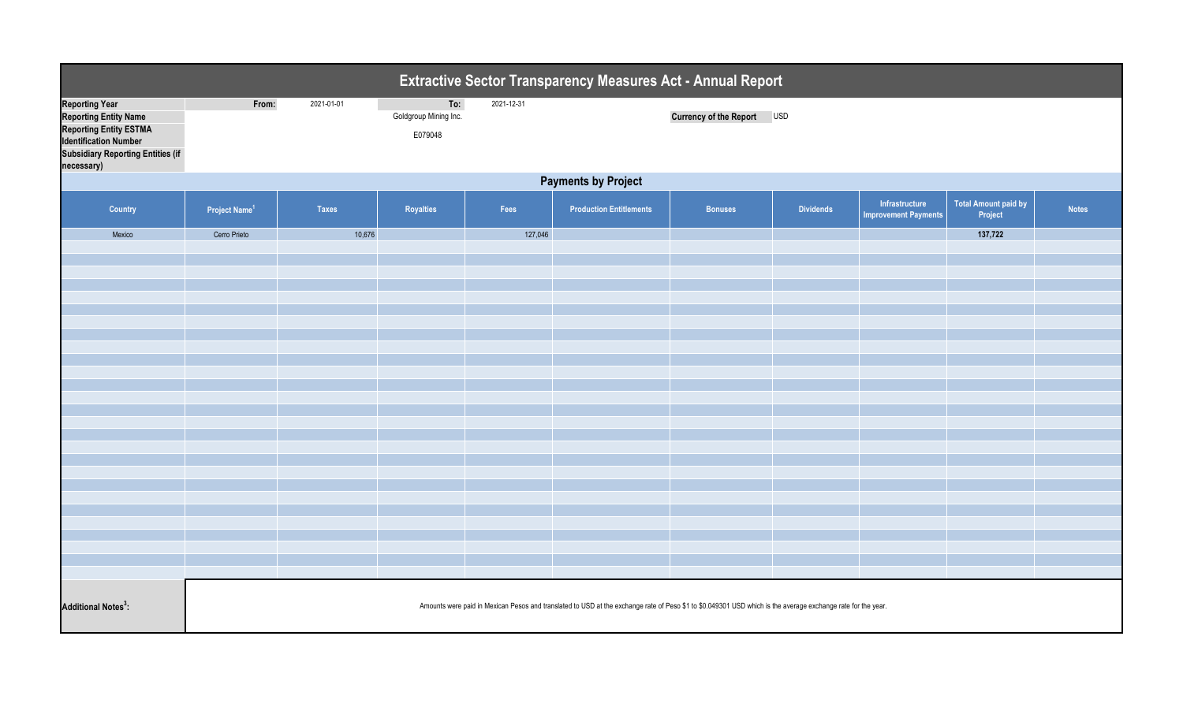# Extractive Sector Transparency Measures Act - Annual Report

| | | | | |
|---|---|---|---|---|
| Reporting Year | From: | 2021-01-01 | To: | 2021-12-31 |
| Reporting Entity Name | | Goldgroup Mining Inc. | | |
| Reporting Entity ESTMA Identification Number | | E079048 | | |
| Subsidiary Reporting Entities (if necessary) | | | | |

**Currency of the Report** USD

## Payments by Project

| Country | Project Name[1] | Taxes | Royalties | Fees | Production Entitlements | Bonuses | Dividends | Infrastructure Improvement Payments | Total Amount paid by Project | Notes |
|---|---|---|---|---|---|---|---|---|---|---|
| Mexico | Cerro Prieto | 10,676 | | 127,046 | | | | | 137,722 | |

**Additional Notes[3]:** Amounts were paid in Mexican Pesos and translated to USD at the exchange rate of Peso $1 to $0.049301 USD which is the average exchange rate for the year.